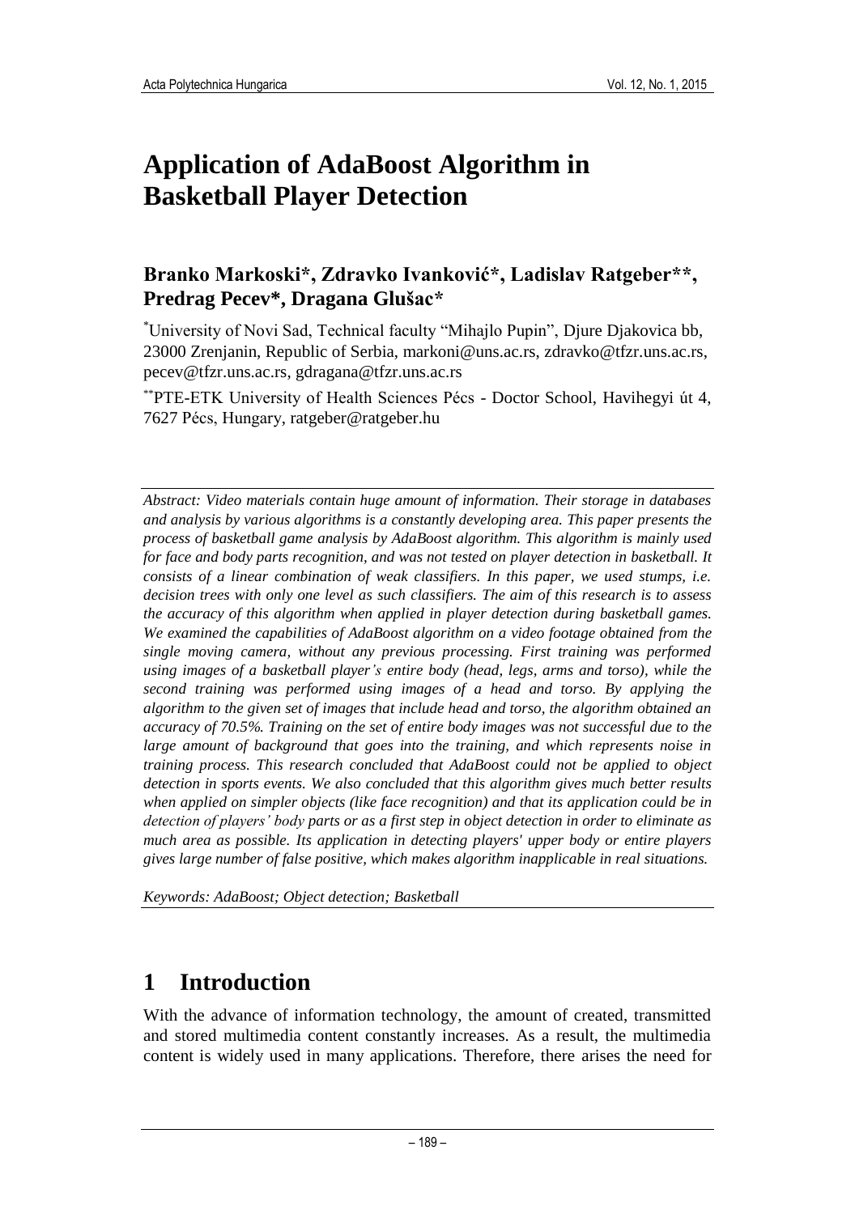# Application of AdaBoost Algorithm in Basketball Player Detection

**Branko Markoski\*, Zdravko Ivanković\*, Ladislav Ratgeber\*\*, Predrag Pecev\*, Dragana Glušac\***

[*]University of Novi Sad, Technical faculty "Mihajlo Pupin", Djure Djakovica bb, 23000 Zrenjanin, Republic of Serbia, markoni@uns.ac.rs, zdravko@tfzr.uns.ac.rs, pecev@tfzr.uns.ac.rs, gdragana@tfzr.uns.ac.rs

[**]PTE-ETK University of Health Sciences Pécs - Doctor School, Havihegyi út 4, 7627 Pécs, Hungary, ratgeber@ratgeber.hu

*Abstract: Video materials contain huge amount of information. Their storage in databases and analysis by various algorithms is a constantly developing area. This paper presents the process of basketball game analysis by AdaBoost algorithm. This algorithm is mainly used for face and body parts recognition, and was not tested on player detection in basketball. It consists of a linear combination of weak classifiers. In this paper, we used stumps, i.e. decision trees with only one level as such classifiers. The aim of this research is to assess the accuracy of this algorithm when applied in player detection during basketball games. We examined the capabilities of AdaBoost algorithm on a video footage obtained from the single moving camera, without any previous processing. First training was performed using images of a basketball player's entire body (head, legs, arms and torso), while the second training was performed using images of a head and torso. By applying the algorithm to the given set of images that include head and torso, the algorithm obtained an accuracy of 70.5%. Training on the set of entire body images was not successful due to the large amount of background that goes into the training, and which represents noise in training process. This research concluded that AdaBoost could not be applied to object detection in sports events. We also concluded that this algorithm gives much better results when applied on simpler objects (like face recognition) and that its application could be in detection of players' body parts or as a first step in object detection in order to eliminate as much area as possible. Its application in detecting players' upper body or entire players gives large number of false positive, which makes algorithm inapplicable in real situations.*

*Keywords: AdaBoost; Object detection; Basketball*

## 1 Introduction

With the advance of information technology, the amount of created, transmitted and stored multimedia content constantly increases. As a result, the multimedia content is widely used in many applications. Therefore, there arises the need for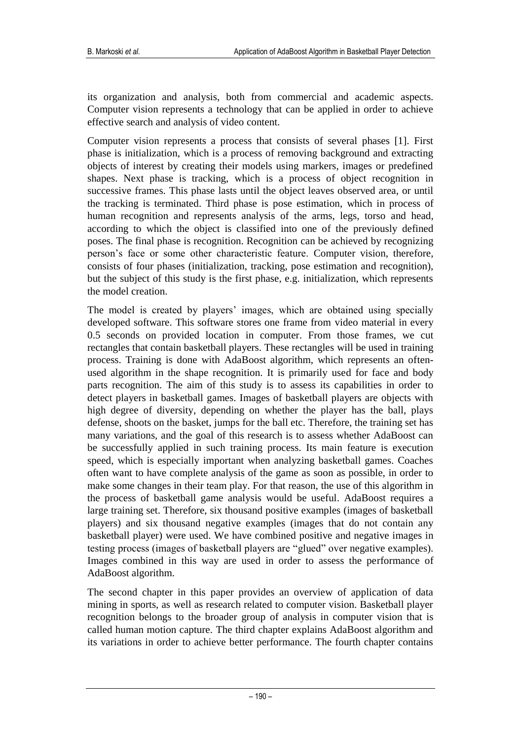its organization and analysis, both from commercial and academic aspects. Computer vision represents a technology that can be applied in order to achieve effective search and analysis of video content.

Computer vision represents a process that consists of several phases [1]. First phase is initialization, which is a process of removing background and extracting objects of interest by creating their models using markers, images or predefined shapes. Next phase is tracking, which is a process of object recognition in successive frames. This phase lasts until the object leaves observed area, or until the tracking is terminated. Third phase is pose estimation, which in process of human recognition and represents analysis of the arms, legs, torso and head, according to which the object is classified into one of the previously defined poses. The final phase is recognition. Recognition can be achieved by recognizing person's face or some other characteristic feature. Computer vision, therefore, consists of four phases (initialization, tracking, pose estimation and recognition), but the subject of this study is the first phase, e.g. initialization, which represents the model creation.

The model is created by players' images, which are obtained using specially developed software. This software stores one frame from video material in every 0.5 seconds on provided location in computer. From those frames, we cut rectangles that contain basketball players. These rectangles will be used in training process. Training is done with AdaBoost algorithm, which represents an often-used algorithm in the shape recognition. It is primarily used for face and body parts recognition. The aim of this study is to assess its capabilities in order to detect players in basketball games. Images of basketball players are objects with high degree of diversity, depending on whether the player has the ball, plays defense, shoots on the basket, jumps for the ball etc. Therefore, the training set has many variations, and the goal of this research is to assess whether AdaBoost can be successfully applied in such training process. Its main feature is execution speed, which is especially important when analyzing basketball games. Coaches often want to have complete analysis of the game as soon as possible, in order to make some changes in their team play. For that reason, the use of this algorithm in the process of basketball game analysis would be useful. AdaBoost requires a large training set. Therefore, six thousand positive examples (images of basketball players) and six thousand negative examples (images that do not contain any basketball player) were used. We have combined positive and negative images in testing process (images of basketball players are "glued" over negative examples). Images combined in this way are used in order to assess the performance of AdaBoost algorithm.

The second chapter in this paper provides an overview of application of data mining in sports, as well as research related to computer vision. Basketball player recognition belongs to the broader group of analysis in computer vision that is called human motion capture. The third chapter explains AdaBoost algorithm and its variations in order to achieve better performance. The fourth chapter contains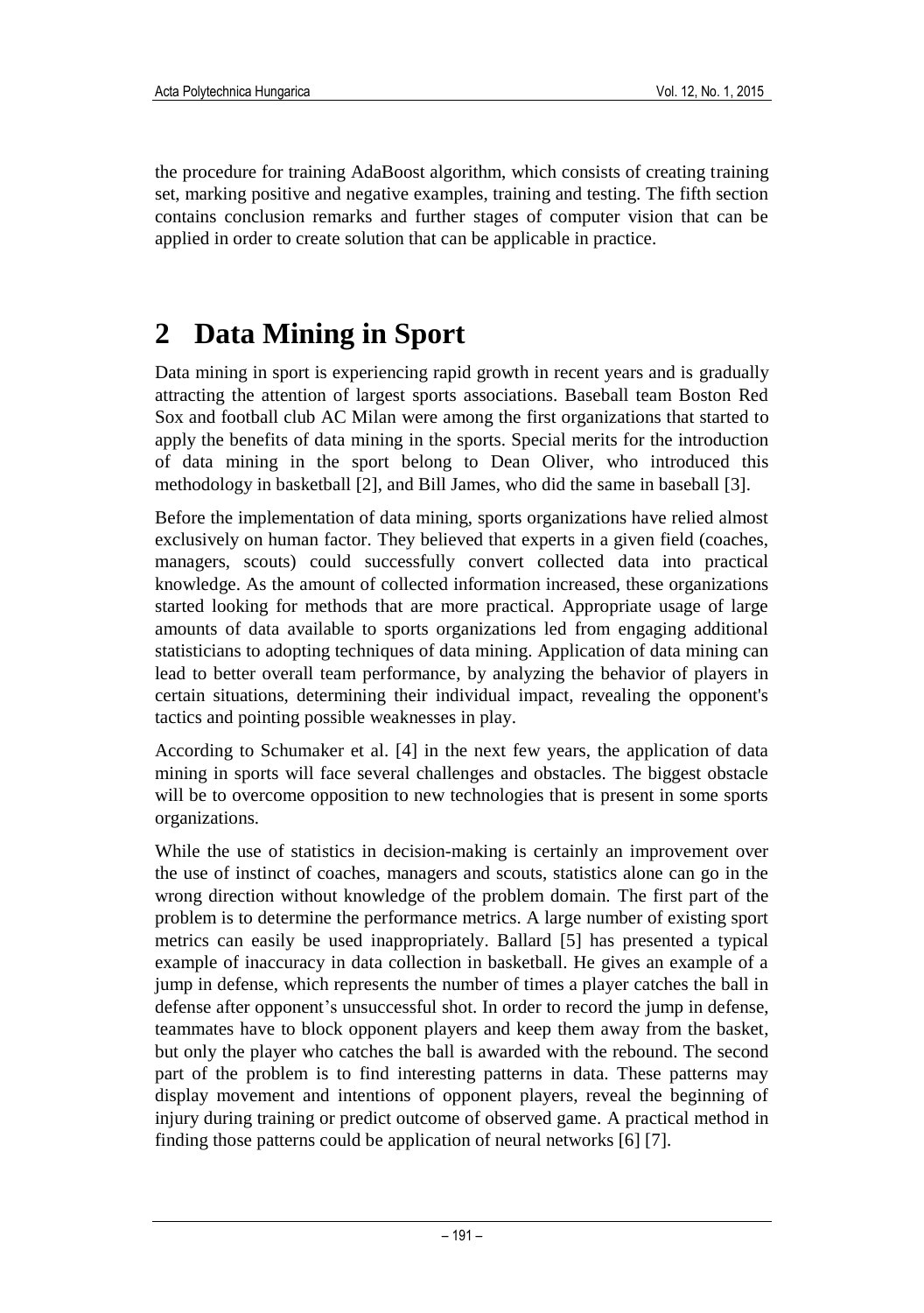the procedure for training AdaBoost algorithm, which consists of creating training set, marking positive and negative examples, training and testing. The fifth section contains conclusion remarks and further stages of computer vision that can be applied in order to create solution that can be applicable in practice.

# 2 Data Mining in Sport

Data mining in sport is experiencing rapid growth in recent years and is gradually attracting the attention of largest sports associations. Baseball team Boston Red Sox and football club AC Milan were among the first organizations that started to apply the benefits of data mining in the sports. Special merits for the introduction of data mining in the sport belong to Dean Oliver, who introduced this methodology in basketball [2], and Bill James, who did the same in baseball [3].

Before the implementation of data mining, sports organizations have relied almost exclusively on human factor. They believed that experts in a given field (coaches, managers, scouts) could successfully convert collected data into practical knowledge. As the amount of collected information increased, these organizations started looking for methods that are more practical. Appropriate usage of large amounts of data available to sports organizations led from engaging additional statisticians to adopting techniques of data mining. Application of data mining can lead to better overall team performance, by analyzing the behavior of players in certain situations, determining their individual impact, revealing the opponent's tactics and pointing possible weaknesses in play.

According to Schumaker et al. [4] in the next few years, the application of data mining in sports will face several challenges and obstacles. The biggest obstacle will be to overcome opposition to new technologies that is present in some sports organizations.

While the use of statistics in decision-making is certainly an improvement over the use of instinct of coaches, managers and scouts, statistics alone can go in the wrong direction without knowledge of the problem domain. The first part of the problem is to determine the performance metrics. A large number of existing sport metrics can easily be used inappropriately. Ballard [5] has presented a typical example of inaccuracy in data collection in basketball. He gives an example of a jump in defense, which represents the number of times a player catches the ball in defense after opponent's unsuccessful shot. In order to record the jump in defense, teammates have to block opponent players and keep them away from the basket, but only the player who catches the ball is awarded with the rebound. The second part of the problem is to find interesting patterns in data. These patterns may display movement and intentions of opponent players, reveal the beginning of injury during training or predict outcome of observed game. A practical method in finding those patterns could be application of neural networks [6] [7].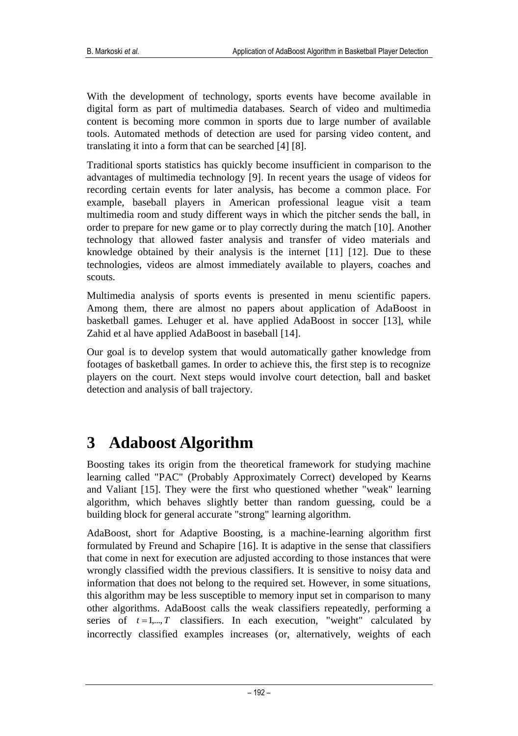With the development of technology, sports events have become available in digital form as part of multimedia databases. Search of video and multimedia content is becoming more common in sports due to large number of available tools. Automated methods of detection are used for parsing video content, and translating it into a form that can be searched [4] [8].

Traditional sports statistics has quickly become insufficient in comparison to the advantages of multimedia technology [9]. In recent years the usage of videos for recording certain events for later analysis, has become a common place. For example, baseball players in American professional league visit a team multimedia room and study different ways in which the pitcher sends the ball, in order to prepare for new game or to play correctly during the match [10]. Another technology that allowed faster analysis and transfer of video materials and knowledge obtained by their analysis is the internet [11] [12]. Due to these technologies, videos are almost immediately available to players, coaches and scouts.

Multimedia analysis of sports events is presented in menu scientific papers. Among them, there are almost no papers about application of AdaBoost in basketball games. Lehuger et al. have applied AdaBoost in soccer [13], while Zahid et al have applied AdaBoost in baseball [14].

Our goal is to develop system that would automatically gather knowledge from footages of basketball games. In order to achieve this, the first step is to recognize players on the court. Next steps would involve court detection, ball and basket detection and analysis of ball trajectory.

# 3 Adaboost Algorithm

Boosting takes its origin from the theoretical framework for studying machine learning called "PAC" (Probably Approximately Correct) developed by Kearns and Valiant [15]. They were the first who questioned whether "weak" learning algorithm, which behaves slightly better than random guessing, could be a building block for general accurate "strong" learning algorithm.

AdaBoost, short for Adaptive Boosting, is a machine-learning algorithm first formulated by Freund and Schapire [16]. It is adaptive in the sense that classifiers that come in next for execution are adjusted according to those instances that were wrongly classified width the previous classifiers. It is sensitive to noisy data and information that does not belong to the required set. However, in some situations, this algorithm may be less susceptible to memory input set in comparison to many other algorithms. AdaBoost calls the weak classifiers repeatedly, performing a series of $t = 1,...,T$ classifiers. In each execution, "weight" calculated by incorrectly classified examples increases (or, alternatively, weights of each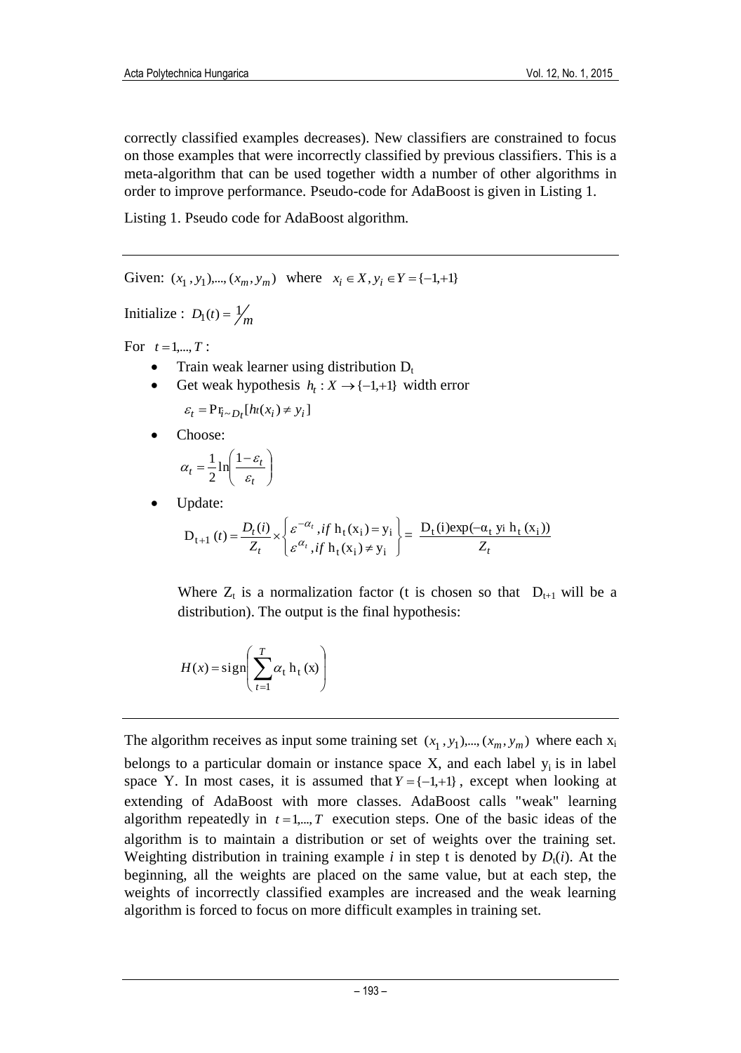correctly classified examples decreases). New classifiers are constrained to focus on those examples that were incorrectly classified by previous classifiers. This is a meta-algorithm that can be used together width a number of other algorithms in order to improve performance. Pseudo-code for AdaBoost is given in Listing 1.

Listing 1. Pseudo code for AdaBoost algorithm.

---

Given: $(x_1, y_1), ..., (x_m, y_m)$ where $x_i \in X, y_i \in Y = \{-1, +1\}$

Initialize : $D_1(t) = 1/m$

For $t = 1, ..., T$ :

- Train weak learner using distribution $D_t$
- Get weak hypothesis $h_t : X \to \{-1, +1\}$ width error

  $\varepsilon_t = \Pr_{i \sim D_t}[h_t(x_i) \neq y_i]$

- Choose:

  $$\alpha_t = \frac{1}{2}\ln\left(\frac{1-\varepsilon_t}{\varepsilon_t}\right)$$

- Update:

  $$D_{t+1}(t) = \frac{D_t(i)}{Z_t} \times \begin{Bmatrix} \varepsilon^{-\alpha_t}, if \ h_t(x_i) = y_i \\ \varepsilon^{\alpha_t}, if \ h_t(x_i) \neq y_i \end{Bmatrix} = \frac{D_t(i)\exp(-\alpha_t \, y_i \, h_t(x_i))}{Z_t}$$

  Where $Z_t$ is a normalization factor (t is chosen so that $D_{t+1}$ will be a distribution). The output is the final hypothesis:

$$H(x) = \text{sign}\left(\sum_{t=1}^{T} \alpha_t \, h_t(x)\right)$$

---

The algorithm receives as input some training set $(x_1, y_1), ..., (x_m, y_m)$ where each $x_i$ belongs to a particular domain or instance space X, and each label $y_i$ is in label space Y. In most cases, it is assumed that $Y = \{-1, +1\}$, except when looking at extending of AdaBoost with more classes. AdaBoost calls "weak" learning algorithm repeatedly in $t = 1, ..., T$ execution steps. One of the basic ideas of the algorithm is to maintain a distribution or set of weights over the training set. Weighting distribution in training example *i* in step t is denoted by $D_t(i)$. At the beginning, all the weights are placed on the same value, but at each step, the weights of incorrectly classified examples are increased and the weak learning algorithm is forced to focus on more difficult examples in training set.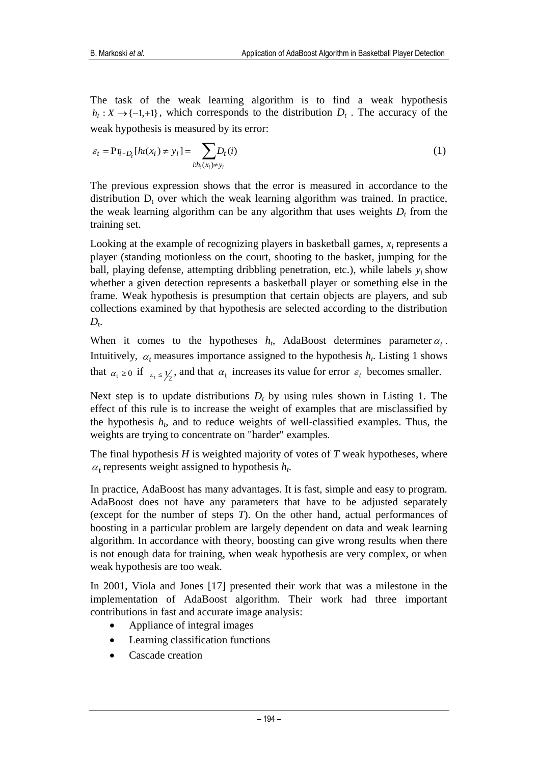The task of the weak learning algorithm is to find a weak hypothesis $h_t : X \rightarrow \{-1,+1\}$, which corresponds to the distribution $D_t$. The accuracy of the weak hypothesis is measured by its error:

$$\varepsilon_t = \Pr_{i \sim D_t}[h_t(x_i) \neq y_i] = \sum_{i:h_t(x_i) \neq y_i} D_t(i) \tag{1}$$

The previous expression shows that the error is measured in accordance to the distribution $D_t$ over which the weak learning algorithm was trained. In practice, the weak learning algorithm can be any algorithm that uses weights $D_t$ from the training set.

Looking at the example of recognizing players in basketball games, $x_i$ represents a player (standing motionless on the court, shooting to the basket, jumping for the ball, playing defense, attempting dribbling penetration, etc.), while labels $y_i$ show whether a given detection represents a basketball player or something else in the frame. Weak hypothesis is presumption that certain objects are players, and sub collections examined by that hypothesis are selected according to the distribution $D_t$.

When it comes to the hypotheses $h_t$, AdaBoost determines parameter $\alpha_t$. Intuitively, $\alpha_t$ measures importance assigned to the hypothesis $h_t$. Listing 1 shows that $\alpha_t \geq 0$ if $\varepsilon_t \leq 1/2$, and that $\alpha_t$ increases its value for error $\varepsilon_t$ becomes smaller.

Next step is to update distributions $D_t$ by using rules shown in Listing 1. The effect of this rule is to increase the weight of examples that are misclassified by the hypothesis $h_t$, and to reduce weights of well-classified examples. Thus, the weights are trying to concentrate on "harder" examples.

The final hypothesis $H$ is weighted majority of votes of $T$ weak hypotheses, where $\alpha_t$ represents weight assigned to hypothesis $h_t$.

In practice, AdaBoost has many advantages. It is fast, simple and easy to program. AdaBoost does not have any parameters that have to be adjusted separately (except for the number of steps $T$). On the other hand, actual performances of boosting in a particular problem are largely dependent on data and weak learning algorithm. In accordance with theory, boosting can give wrong results when there is not enough data for training, when weak hypothesis are very complex, or when weak hypothesis are too weak.

In 2001, Viola and Jones [17] presented their work that was a milestone in the implementation of AdaBoost algorithm. Their work had three important contributions in fast and accurate image analysis:

- Appliance of integral images
- Learning classification functions
- Cascade creation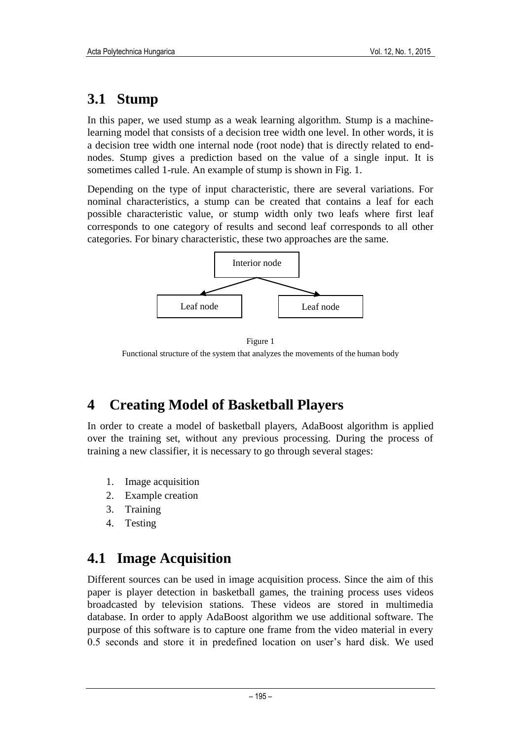## 3.1 Stump

In this paper, we used stump as a weak learning algorithm. Stump is a machine-learning model that consists of a decision tree width one level. In other words, it is a decision tree width one internal node (root node) that is directly related to end-nodes. Stump gives a prediction based on the value of a single input. It is sometimes called 1-rule. An example of stump is shown in Fig. 1.

Depending on the type of input characteristic, there are several variations. For nominal characteristics, a stump can be created that contains a leaf for each possible characteristic value, or stump width only two leafs where first leaf corresponds to one category of results and second leaf corresponds to all other categories. For binary characteristic, these two approaches are the same.

Interior node

Leaf node    Leaf node

Figure 1

Functional structure of the system that analyzes the movements of the human body

# 4 Creating Model of Basketball Players

In order to create a model of basketball players, AdaBoost algorithm is applied over the training set, without any previous processing. During the process of training a new classifier, it is necessary to go through several stages:

1. Image acquisition
2. Example creation
3. Training
4. Testing

## 4.1 Image Acquisition

Different sources can be used in image acquisition process. Since the aim of this paper is player detection in basketball games, the training process uses videos broadcasted by television stations. These videos are stored in multimedia database. In order to apply AdaBoost algorithm we use additional software. The purpose of this software is to capture one frame from the video material in every 0.5 seconds and store it in predefined location on user's hard disk. We used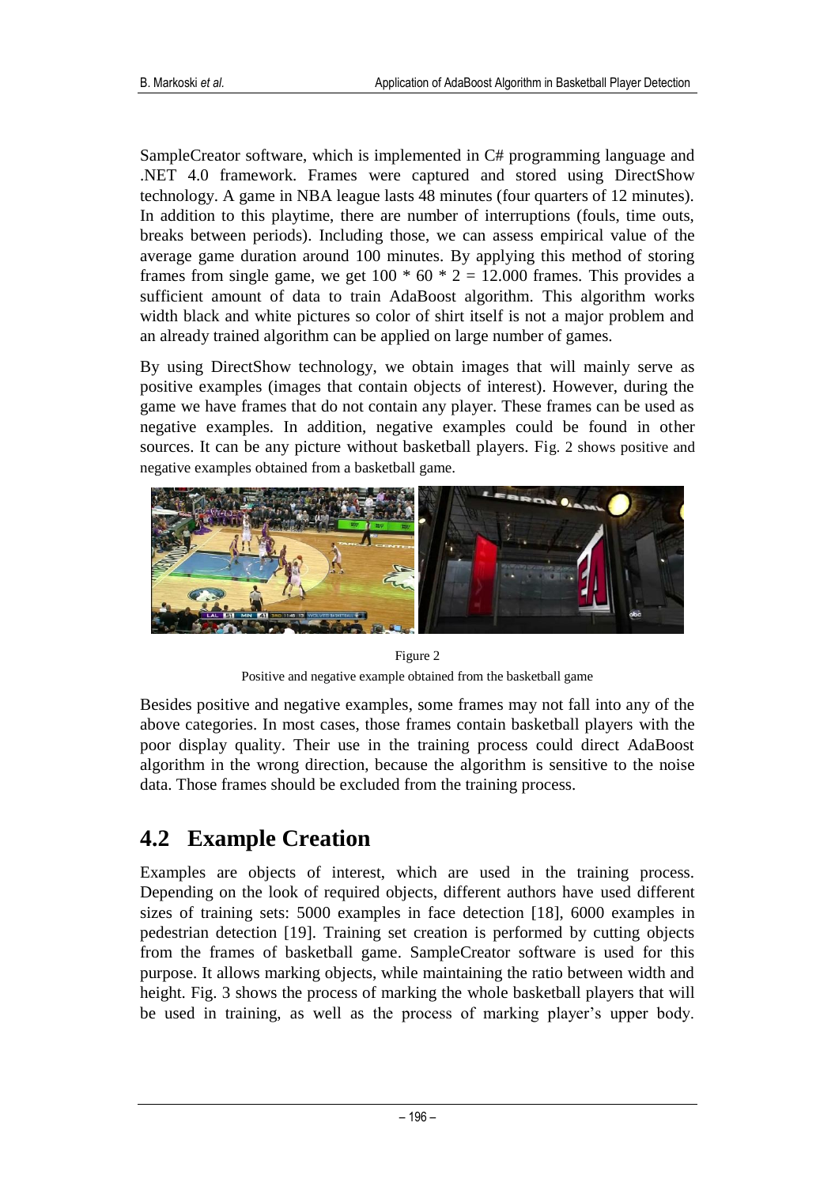SampleCreator software, which is implemented in C# programming language and .NET 4.0 framework. Frames were captured and stored using DirectShow technology. A game in NBA league lasts 48 minutes (four quarters of 12 minutes). In addition to this playtime, there are number of interruptions (fouls, time outs, breaks between periods). Including those, we can assess empirical value of the average game duration around 100 minutes. By applying this method of storing frames from single game, we get 100 * 60 * 2 = 12.000 frames. This provides a sufficient amount of data to train AdaBoost algorithm. This algorithm works width black and white pictures so color of shirt itself is not a major problem and an already trained algorithm can be applied on large number of games.

By using DirectShow technology, we obtain images that will mainly serve as positive examples (images that contain objects of interest). However, during the game we have frames that do not contain any player. These frames can be used as negative examples. In addition, negative examples could be found in other sources. It can be any picture without basketball players. Fig. 2 shows positive and negative examples obtained from a basketball game.

Figure 2

Positive and negative example obtained from the basketball game

Besides positive and negative examples, some frames may not fall into any of the above categories. In most cases, those frames contain basketball players with the poor display quality. Their use in the training process could direct AdaBoost algorithm in the wrong direction, because the algorithm is sensitive to the noise data. Those frames should be excluded from the training process.

## 4.2 Example Creation

Examples are objects of interest, which are used in the training process. Depending on the look of required objects, different authors have used different sizes of training sets: 5000 examples in face detection [18], 6000 examples in pedestrian detection [19]. Training set creation is performed by cutting objects from the frames of basketball game. SampleCreator software is used for this purpose. It allows marking objects, while maintaining the ratio between width and height. Fig. 3 shows the process of marking the whole basketball players that will be used in training, as well as the process of marking player's upper body.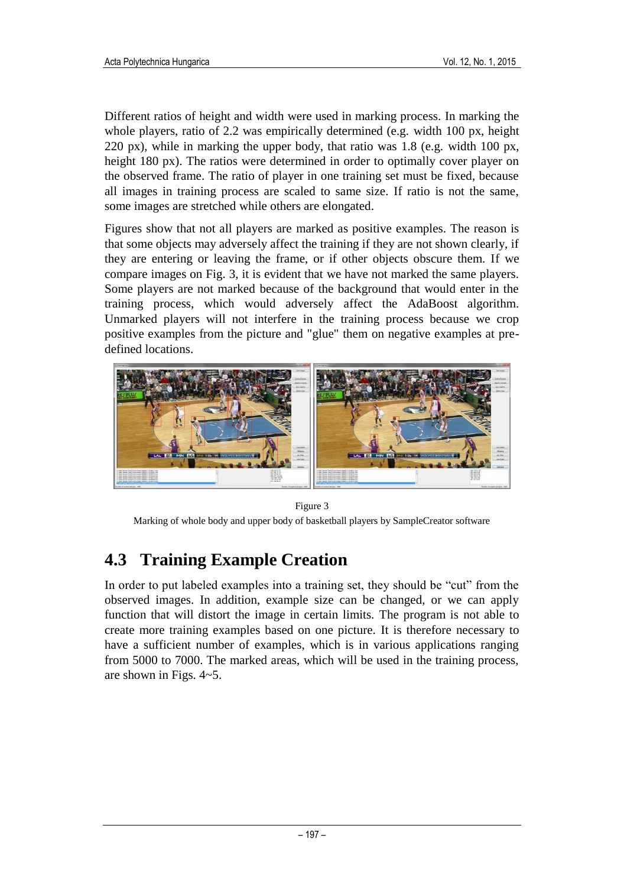Different ratios of height and width were used in marking process. In marking the whole players, ratio of 2.2 was empirically determined (e.g. width 100 px, height 220 px), while in marking the upper body, that ratio was 1.8 (e.g. width 100 px, height 180 px). The ratios were determined in order to optimally cover player on the observed frame. The ratio of player in one training set must be fixed, because all images in training process are scaled to same size. If ratio is not the same, some images are stretched while others are elongated.

Figures show that not all players are marked as positive examples. The reason is that some objects may adversely affect the training if they are not shown clearly, if they are entering or leaving the frame, or if other objects obscure them. If we compare images on Fig. 3, it is evident that we have not marked the same players. Some players are not marked because of the background that would enter in the training process, which would adversely affect the AdaBoost algorithm. Unmarked players will not interfere in the training process because we crop positive examples from the picture and "glue" them on negative examples at pre-defined locations.

Figure 3

Marking of whole body and upper body of basketball players by SampleCreator software

## 4.3 Training Example Creation

In order to put labeled examples into a training set, they should be "cut" from the observed images. In addition, example size can be changed, or we can apply function that will distort the image in certain limits. The program is not able to create more training examples based on one picture. It is therefore necessary to have a sufficient number of examples, which is in various applications ranging from 5000 to 7000. The marked areas, which will be used in the training process, are shown in Figs. 4~5.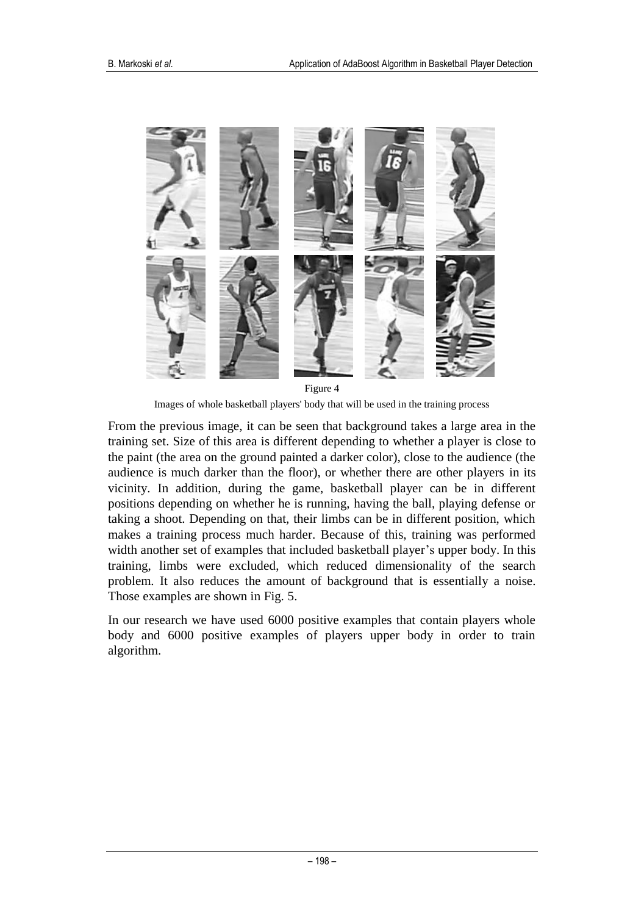Figure 4

Images of whole basketball players' body that will be used in the training process

From the previous image, it can be seen that background takes a large area in the training set. Size of this area is different depending to whether a player is close to the paint (the area on the ground painted a darker color), close to the audience (the audience is much darker than the floor), or whether there are other players in its vicinity. In addition, during the game, basketball player can be in different positions depending on whether he is running, having the ball, playing defense or taking a shoot. Depending on that, their limbs can be in different position, which makes a training process much harder. Because of this, training was performed width another set of examples that included basketball player's upper body. In this training, limbs were excluded, which reduced dimensionality of the search problem. It also reduces the amount of background that is essentially a noise. Those examples are shown in Fig. 5.

In our research we have used 6000 positive examples that contain players whole body and 6000 positive examples of players upper body in order to train algorithm.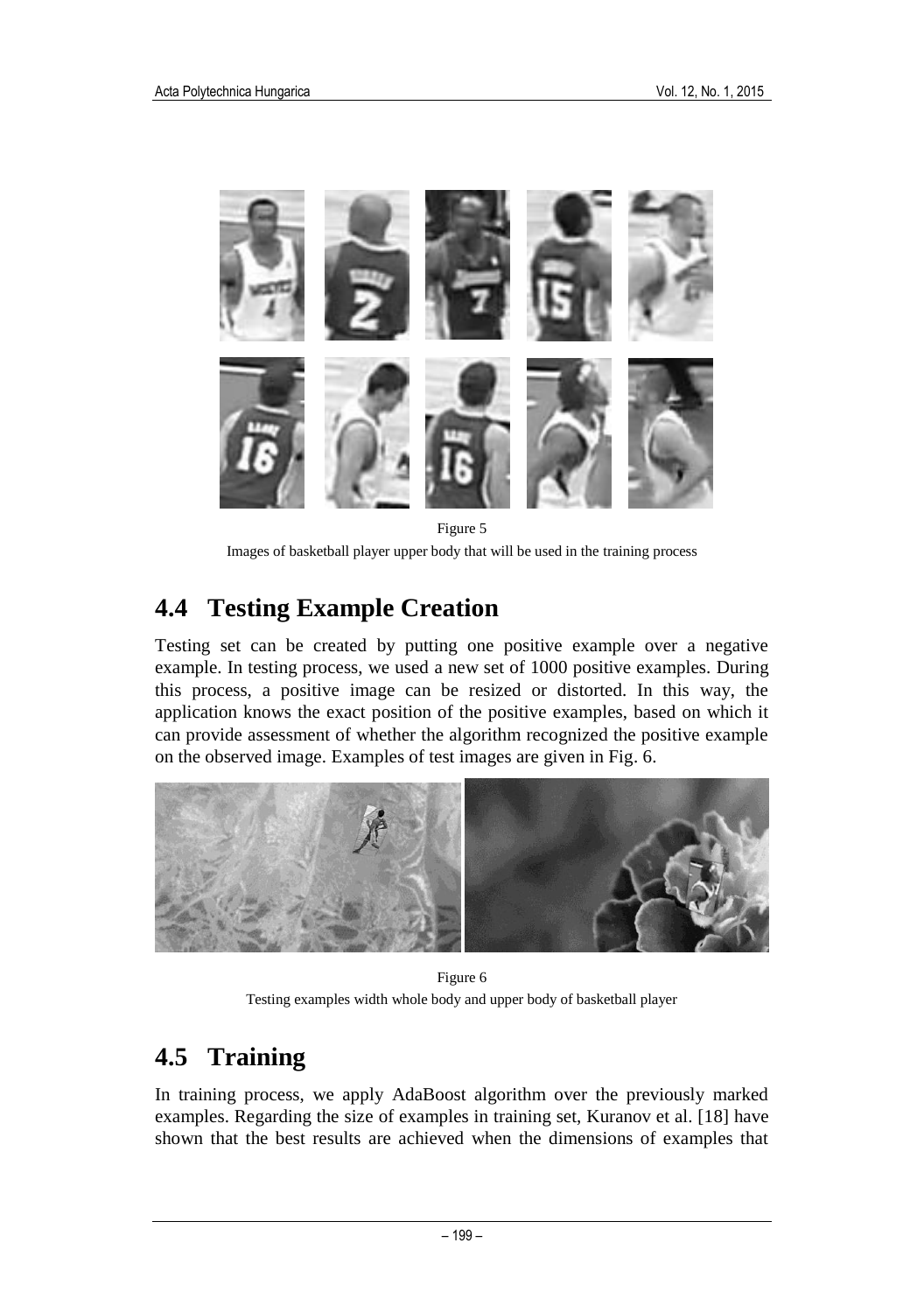Figure 5

Images of basketball player upper body that will be used in the training process

## 4.4 Testing Example Creation

Testing set can be created by putting one positive example over a negative example. In testing process, we used a new set of 1000 positive examples. During this process, a positive image can be resized or distorted. In this way, the application knows the exact position of the positive examples, based on which it can provide assessment of whether the algorithm recognized the positive example on the observed image. Examples of test images are given in Fig. 6.

Figure 6

Testing examples width whole body and upper body of basketball player

## 4.5 Training

In training process, we apply AdaBoost algorithm over the previously marked examples. Regarding the size of examples in training set, Kuranov et al. [18] have shown that the best results are achieved when the dimensions of examples that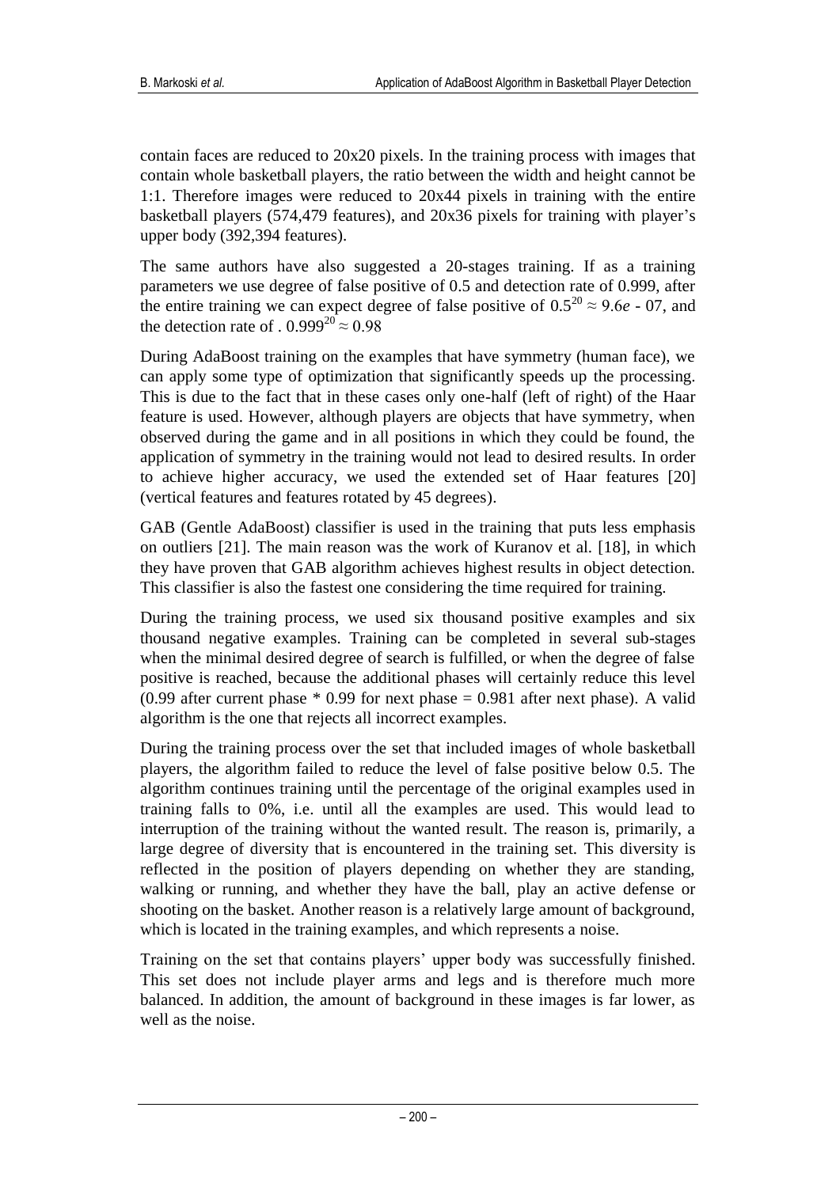contain faces are reduced to 20x20 pixels. In the training process with images that contain whole basketball players, the ratio between the width and height cannot be 1:1. Therefore images were reduced to 20x44 pixels in training with the entire basketball players (574,479 features), and 20x36 pixels for training with player's upper body (392,394 features).

The same authors have also suggested a 20-stages training. If as a training parameters we use degree of false positive of 0.5 and detection rate of 0.999, after the entire training we can expect degree of false positive of $0.5^{20} \approx 9.6e - 07$, and the detection rate of . $0.999^{20} \approx 0.98$

During AdaBoost training on the examples that have symmetry (human face), we can apply some type of optimization that significantly speeds up the processing. This is due to the fact that in these cases only one-half (left of right) of the Haar feature is used. However, although players are objects that have symmetry, when observed during the game and in all positions in which they could be found, the application of symmetry in the training would not lead to desired results. In order to achieve higher accuracy, we used the extended set of Haar features [20] (vertical features and features rotated by 45 degrees).

GAB (Gentle AdaBoost) classifier is used in the training that puts less emphasis on outliers [21]. The main reason was the work of Kuranov et al. [18], in which they have proven that GAB algorithm achieves highest results in object detection. This classifier is also the fastest one considering the time required for training.

During the training process, we used six thousand positive examples and six thousand negative examples. Training can be completed in several sub-stages when the minimal desired degree of search is fulfilled, or when the degree of false positive is reached, because the additional phases will certainly reduce this level (0.99 after current phase * 0.99 for next phase = 0.981 after next phase). A valid algorithm is the one that rejects all incorrect examples.

During the training process over the set that included images of whole basketball players, the algorithm failed to reduce the level of false positive below 0.5. The algorithm continues training until the percentage of the original examples used in training falls to 0%, i.e. until all the examples are used. This would lead to interruption of the training without the wanted result. The reason is, primarily, a large degree of diversity that is encountered in the training set. This diversity is reflected in the position of players depending on whether they are standing, walking or running, and whether they have the ball, play an active defense or shooting on the basket. Another reason is a relatively large amount of background, which is located in the training examples, and which represents a noise.

Training on the set that contains players' upper body was successfully finished. This set does not include player arms and legs and is therefore much more balanced. In addition, the amount of background in these images is far lower, as well as the noise.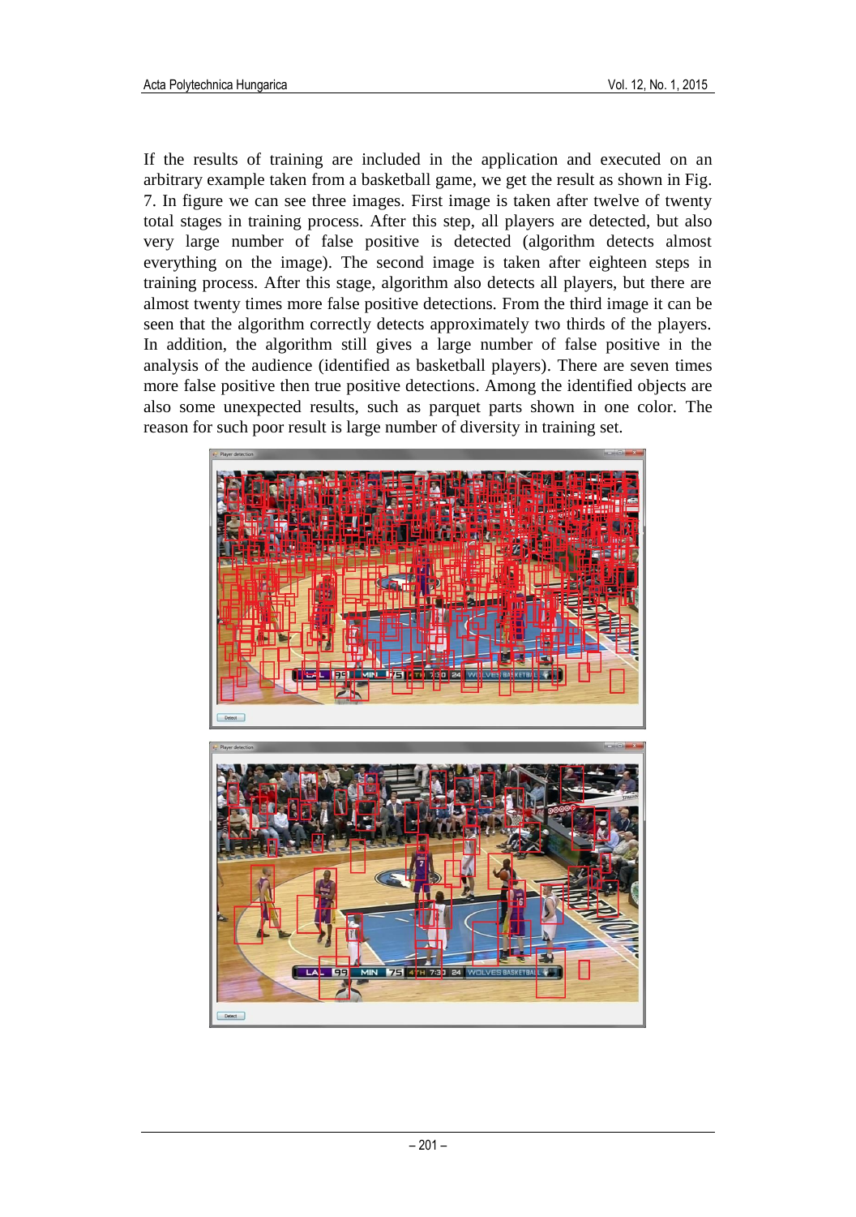If the results of training are included in the application and executed on an arbitrary example taken from a basketball game, we get the result as shown in Fig. 7. In figure we can see three images. First image is taken after twelve of twenty total stages in training process. After this step, all players are detected, but also very large number of false positive is detected (algorithm detects almost everything on the image). The second image is taken after eighteen steps in training process. After this stage, algorithm also detects all players, but there are almost twenty times more false positive detections. From the third image it can be seen that the algorithm correctly detects approximately two thirds of the players. In addition, the algorithm still gives a large number of false positive in the analysis of the audience (identified as basketball players). There are seven times more false positive then true positive detections. Among the identified objects are also some unexpected results, such as parquet parts shown in one color. The reason for such poor result is large number of diversity in training set.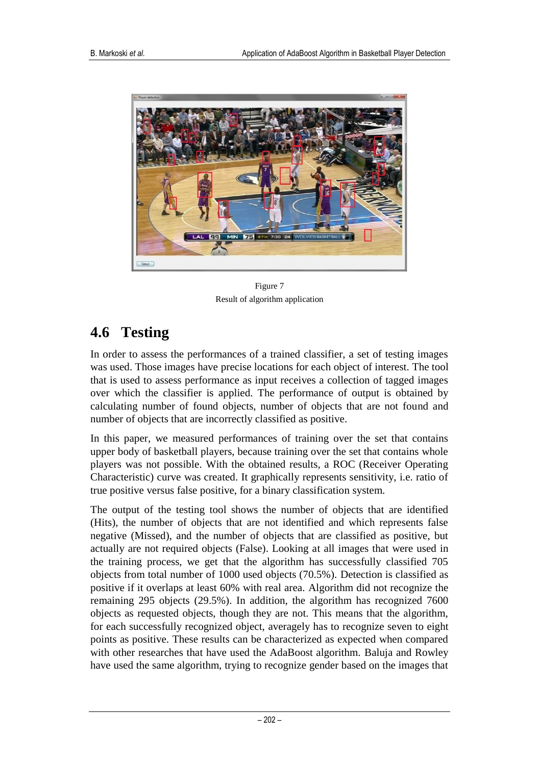Figure 7
Result of algorithm application

## 4.6 Testing

In order to assess the performances of a trained classifier, a set of testing images was used. Those images have precise locations for each object of interest. The tool that is used to assess performance as input receives a collection of tagged images over which the classifier is applied. The performance of output is obtained by calculating number of found objects, number of objects that are not found and number of objects that are incorrectly classified as positive.

In this paper, we measured performances of training over the set that contains upper body of basketball players, because training over the set that contains whole players was not possible. With the obtained results, a ROC (Receiver Operating Characteristic) curve was created. It graphically represents sensitivity, i.e. ratio of true positive versus false positive, for a binary classification system.

The output of the testing tool shows the number of objects that are identified (Hits), the number of objects that are not identified and which represents false negative (Missed), and the number of objects that are classified as positive, but actually are not required objects (False). Looking at all images that were used in the training process, we get that the algorithm has successfully classified 705 objects from total number of 1000 used objects (70.5%). Detection is classified as positive if it overlaps at least 60% with real area. Algorithm did not recognize the remaining 295 objects (29.5%). In addition, the algorithm has recognized 7600 objects as requested objects, though they are not. This means that the algorithm, for each successfully recognized object, averagely has to recognize seven to eight points as positive. These results can be characterized as expected when compared with other researches that have used the AdaBoost algorithm. Baluja and Rowley have used the same algorithm, trying to recognize gender based on the images that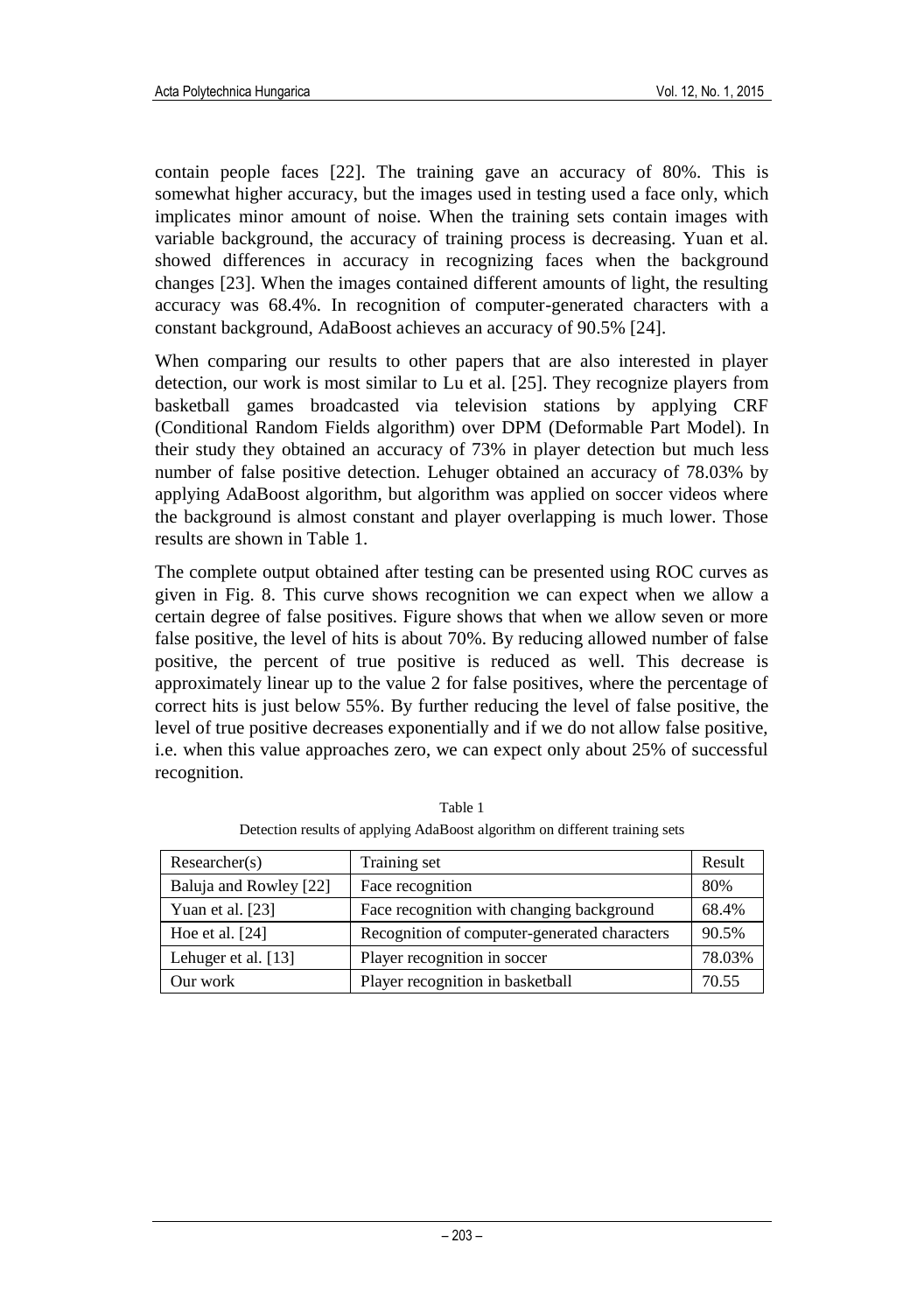contain people faces [22]. The training gave an accuracy of 80%. This is somewhat higher accuracy, but the images used in testing used a face only, which implicates minor amount of noise. When the training sets contain images with variable background, the accuracy of training process is decreasing. Yuan et al. showed differences in accuracy in recognizing faces when the background changes [23]. When the images contained different amounts of light, the resulting accuracy was 68.4%. In recognition of computer-generated characters with a constant background, AdaBoost achieves an accuracy of 90.5% [24].

When comparing our results to other papers that are also interested in player detection, our work is most similar to Lu et al. [25]. They recognize players from basketball games broadcasted via television stations by applying CRF (Conditional Random Fields algorithm) over DPM (Deformable Part Model). In their study they obtained an accuracy of 73% in player detection but much less number of false positive detection. Lehuger obtained an accuracy of 78.03% by applying AdaBoost algorithm, but algorithm was applied on soccer videos where the background is almost constant and player overlapping is much lower. Those results are shown in Table 1.

The complete output obtained after testing can be presented using ROC curves as given in Fig. 8. This curve shows recognition we can expect when we allow a certain degree of false positives. Figure shows that when we allow seven or more false positive, the level of hits is about 70%. By reducing allowed number of false positive, the percent of true positive is reduced as well. This decrease is approximately linear up to the value 2 for false positives, where the percentage of correct hits is just below 55%. By further reducing the level of false positive, the level of true positive decreases exponentially and if we do not allow false positive, i.e. when this value approaches zero, we can expect only about 25% of successful recognition.

Table 1

Detection results of applying AdaBoost algorithm on different training sets

| Researcher(s) | Training set | Result |
|---|---|---|
| Baluja and Rowley [22] | Face recognition | 80% |
| Yuan et al. [23] | Face recognition with changing background | 68.4% |
| Hoe et al. [24] | Recognition of computer-generated characters | 90.5% |
| Lehuger et al. [13] | Player recognition in soccer | 78.03% |
| Our work | Player recognition in basketball | 70.55 |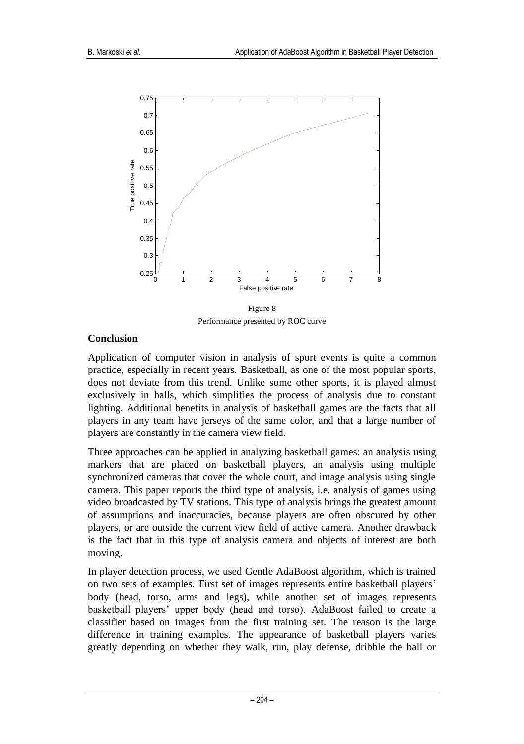Figure 8

Performance presented by ROC curve

## Conclusion

Application of computer vision in analysis of sport events is quite a common practice, especially in recent years. Basketball, as one of the most popular sports, does not deviate from this trend. Unlike some other sports, it is played almost exclusively in halls, which simplifies the process of analysis due to constant lighting. Additional benefits in analysis of basketball games are the facts that all players in any team have jerseys of the same color, and that a large number of players are constantly in the camera view field.

Three approaches can be applied in analyzing basketball games: an analysis using markers that are placed on basketball players, an analysis using multiple synchronized cameras that cover the whole court, and image analysis using single camera. This paper reports the third type of analysis, i.e. analysis of games using video broadcasted by TV stations. This type of analysis brings the greatest amount of assumptions and inaccuracies, because players are often obscured by other players, or are outside the current view field of active camera. Another drawback is the fact that in this type of analysis camera and objects of interest are both moving.

In player detection process, we used Gentle AdaBoost algorithm, which is trained on two sets of examples. First set of images represents entire basketball players' body (head, torso, arms and legs), while another set of images represents basketball players' upper body (head and torso). AdaBoost failed to create a classifier based on images from the first training set. The reason is the large difference in training examples. The appearance of basketball players varies greatly depending on whether they walk, run, play defense, dribble the ball or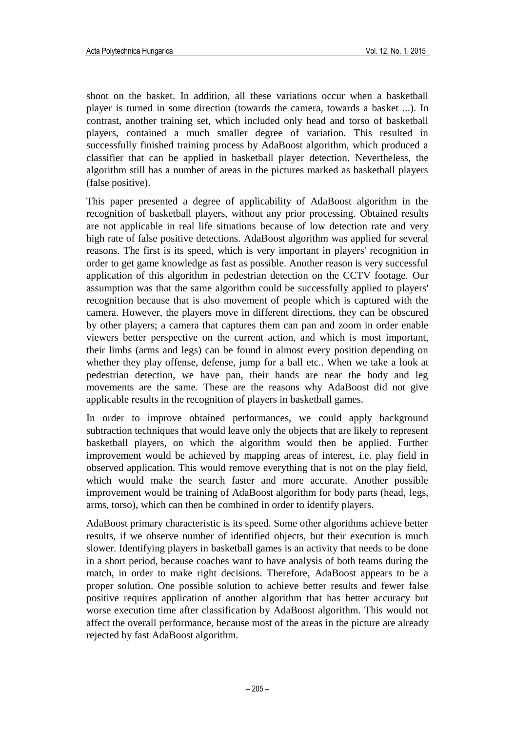shoot on the basket. In addition, all these variations occur when a basketball player is turned in some direction (towards the camera, towards a basket ...). In contrast, another training set, which included only head and torso of basketball players, contained a much smaller degree of variation. This resulted in successfully finished training process by AdaBoost algorithm, which produced a classifier that can be applied in basketball player detection. Nevertheless, the algorithm still has a number of areas in the pictures marked as basketball players (false positive).

This paper presented a degree of applicability of AdaBoost algorithm in the recognition of basketball players, without any prior processing. Obtained results are not applicable in real life situations because of low detection rate and very high rate of false positive detections. AdaBoost algorithm was applied for several reasons. The first is its speed, which is very important in players' recognition in order to get game knowledge as fast as possible. Another reason is very successful application of this algorithm in pedestrian detection on the CCTV footage. Our assumption was that the same algorithm could be successfully applied to players' recognition because that is also movement of people which is captured with the camera. However, the players move in different directions, they can be obscured by other players; a camera that captures them can pan and zoom in order enable viewers better perspective on the current action, and which is most important, their limbs (arms and legs) can be found in almost every position depending on whether they play offense, defense, jump for a ball etc.. When we take a look at pedestrian detection, we have pan, their hands are near the body and leg movements are the same. These are the reasons why AdaBoost did not give applicable results in the recognition of players in basketball games.

In order to improve obtained performances, we could apply background subtraction techniques that would leave only the objects that are likely to represent basketball players, on which the algorithm would then be applied. Further improvement would be achieved by mapping areas of interest, i.e. play field in observed application. This would remove everything that is not on the play field, which would make the search faster and more accurate. Another possible improvement would be training of AdaBoost algorithm for body parts (head, legs, arms, torso), which can then be combined in order to identify players.

AdaBoost primary characteristic is its speed. Some other algorithms achieve better results, if we observe number of identified objects, but their execution is much slower. Identifying players in basketball games is an activity that needs to be done in a short period, because coaches want to have analysis of both teams during the match, in order to make right decisions. Therefore, AdaBoost appears to be a proper solution. One possible solution to achieve better results and fewer false positive requires application of another algorithm that has better accuracy but worse execution time after classification by AdaBoost algorithm. This would not affect the overall performance, because most of the areas in the picture are already rejected by fast AdaBoost algorithm.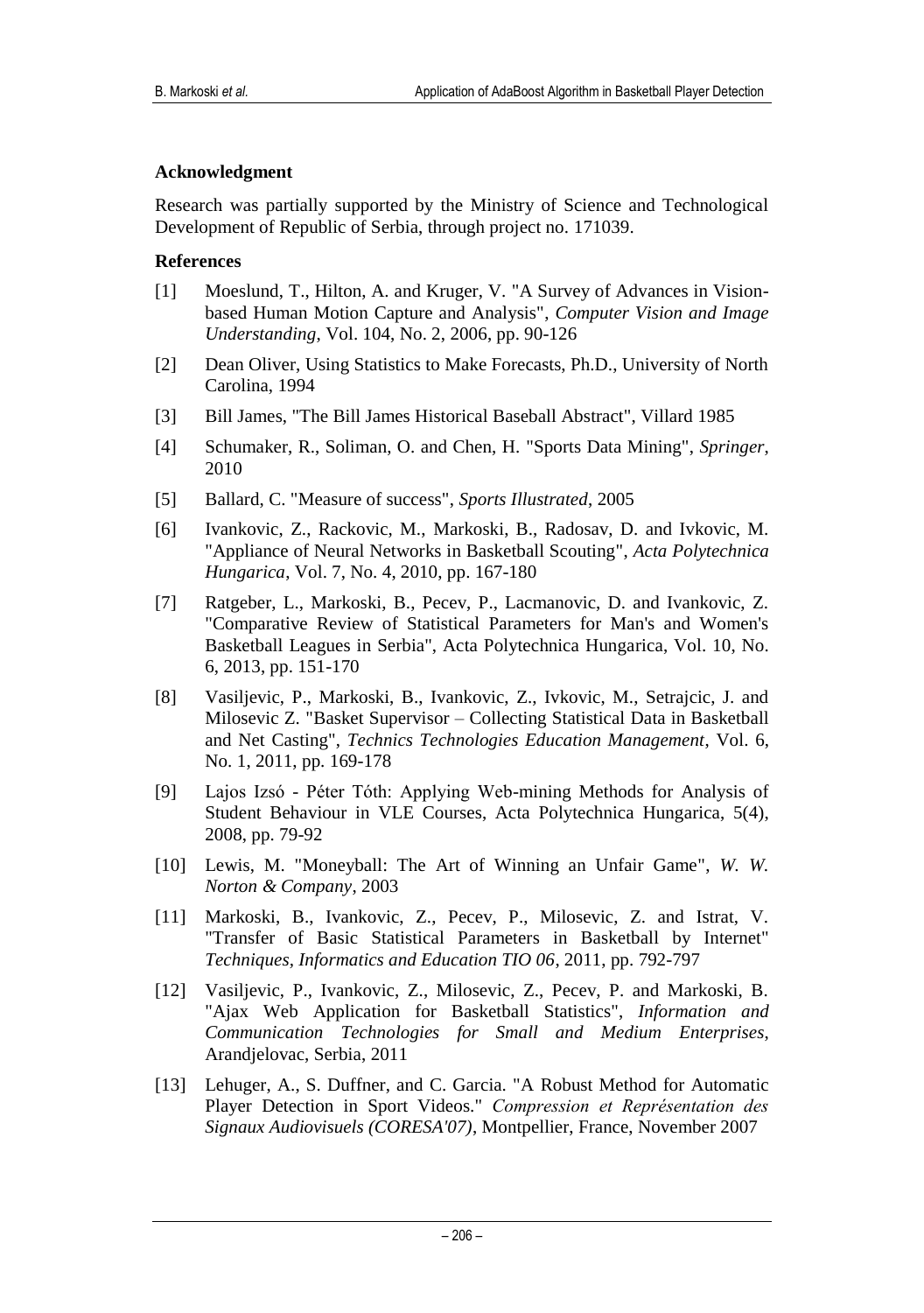## Acknowledgment

Research was partially supported by the Ministry of Science and Technological Development of Republic of Serbia, through project no. 171039.

## References

[1] Moeslund, T., Hilton, A. and Kruger, V. "A Survey of Advances in Vision-based Human Motion Capture and Analysis", *Computer Vision and Image Understanding*, Vol. 104, No. 2, 2006, pp. 90-126

[2] Dean Oliver, Using Statistics to Make Forecasts, Ph.D., University of North Carolina, 1994

[3] Bill James, "The Bill James Historical Baseball Abstract", Villard 1985

[4] Schumaker, R., Soliman, O. and Chen, H. "Sports Data Mining", *Springer*, 2010

[5] Ballard, C. "Measure of success", *Sports Illustrated*, 2005

[6] Ivankovic, Z., Rackovic, M., Markoski, B., Radosav, D. and Ivkovic, M. "Appliance of Neural Networks in Basketball Scouting", *Acta Polytechnica Hungarica*, Vol. 7, No. 4, 2010, pp. 167-180

[7] Ratgeber, L., Markoski, B., Pecev, P., Lacmanovic, D. and Ivankovic, Z. "Comparative Review of Statistical Parameters for Man's and Women's Basketball Leagues in Serbia", Acta Polytechnica Hungarica, Vol. 10, No. 6, 2013, pp. 151-170

[8] Vasiljevic, P., Markoski, B., Ivankovic, Z., Ivkovic, M., Setrajcic, J. and Milosevic Z. "Basket Supervisor – Collecting Statistical Data in Basketball and Net Casting", *Technics Technologies Education Management*, Vol. 6, No. 1, 2011, pp. 169-178

[9] Lajos Izsó - Péter Tóth: Applying Web-mining Methods for Analysis of Student Behaviour in VLE Courses, Acta Polytechnica Hungarica, 5(4), 2008, pp. 79-92

[10] Lewis, M. "Moneyball: The Art of Winning an Unfair Game", *W. W. Norton & Company*, 2003

[11] Markoski, B., Ivankovic, Z., Pecev, P., Milosevic, Z. and Istrat, V. "Transfer of Basic Statistical Parameters in Basketball by Internet" *Techniques, Informatics and Education TIO 06*, 2011, pp. 792-797

[12] Vasiljevic, P., Ivankovic, Z., Milosevic, Z., Pecev, P. and Markoski, B. "Ajax Web Application for Basketball Statistics", *Information and Communication Technologies for Small and Medium Enterprises*, Arandjelovac, Serbia, 2011

[13] Lehuger, A., S. Duffner, and C. Garcia. "A Robust Method for Automatic Player Detection in Sport Videos." *Compression et Représentation des Signaux Audiovisuels (CORESA'07)*, Montpellier, France, November 2007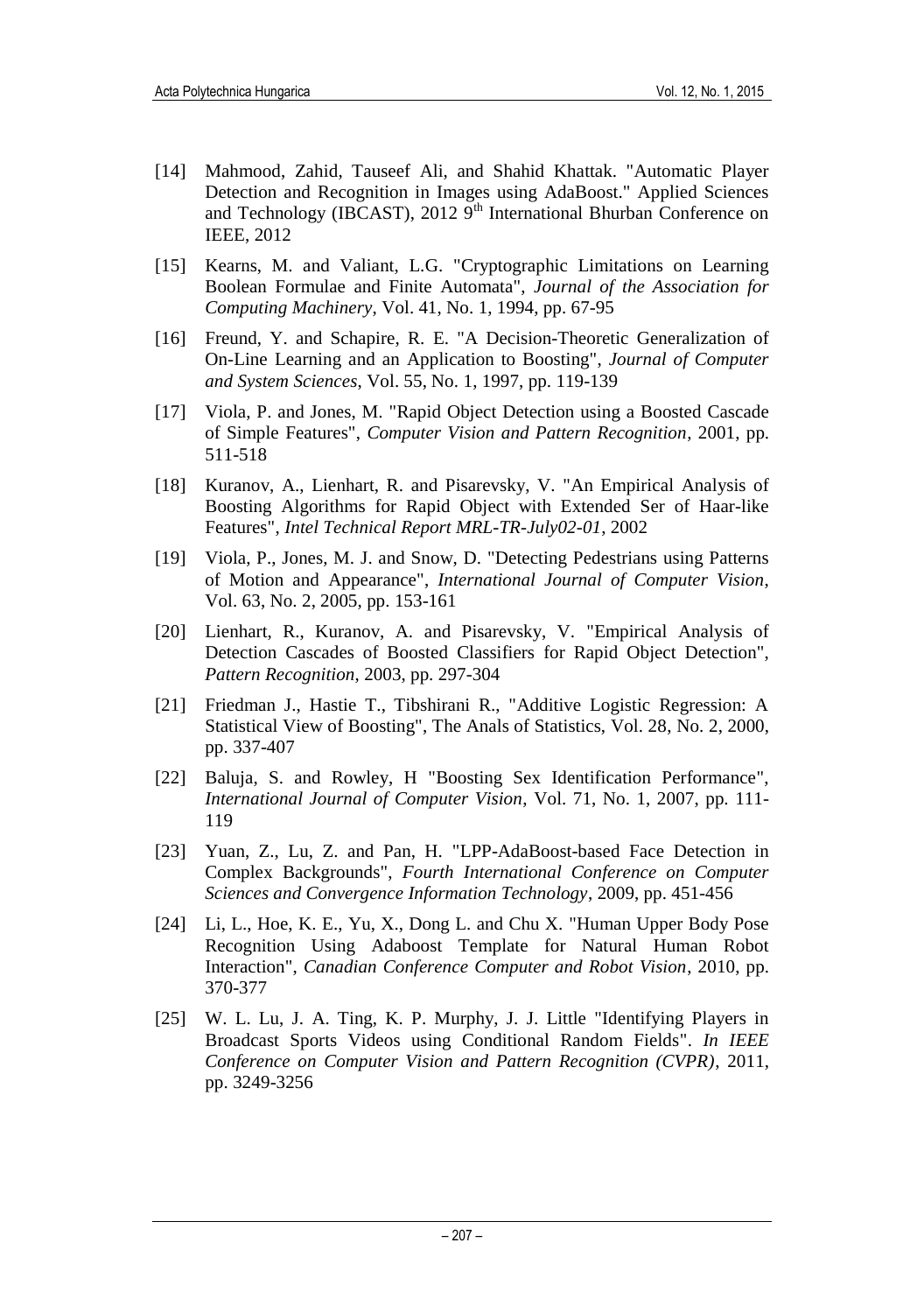[14] Mahmood, Zahid, Tauseef Ali, and Shahid Khattak. "Automatic Player Detection and Recognition in Images using AdaBoost." Applied Sciences and Technology (IBCAST), 2012 9th International Bhurban Conference on IEEE, 2012

[15] Kearns, M. and Valiant, L.G. "Cryptographic Limitations on Learning Boolean Formulae and Finite Automata", *Journal of the Association for Computing Machinery*, Vol. 41, No. 1, 1994, pp. 67-95

[16] Freund, Y. and Schapire, R. E. "A Decision-Theoretic Generalization of On-Line Learning and an Application to Boosting", *Journal of Computer and System Sciences*, Vol. 55, No. 1, 1997, pp. 119-139

[17] Viola, P. and Jones, M. "Rapid Object Detection using a Boosted Cascade of Simple Features", *Computer Vision and Pattern Recognition*, 2001, pp. 511-518

[18] Kuranov, A., Lienhart, R. and Pisarevsky, V. "An Empirical Analysis of Boosting Algorithms for Rapid Object with Extended Ser of Haar-like Features", *Intel Technical Report MRL-TR-July02-01*, 2002

[19] Viola, P., Jones, M. J. and Snow, D. "Detecting Pedestrians using Patterns of Motion and Appearance", *International Journal of Computer Vision*, Vol. 63, No. 2, 2005, pp. 153-161

[20] Lienhart, R., Kuranov, A. and Pisarevsky, V. "Empirical Analysis of Detection Cascades of Boosted Classifiers for Rapid Object Detection", *Pattern Recognition*, 2003, pp. 297-304

[21] Friedman J., Hastie T., Tibshirani R., "Additive Logistic Regression: A Statistical View of Boosting", The Anals of Statistics, Vol. 28, No. 2, 2000, pp. 337-407

[22] Baluja, S. and Rowley, H "Boosting Sex Identification Performance", *International Journal of Computer Vision*, Vol. 71, No. 1, 2007, pp. 111-119

[23] Yuan, Z., Lu, Z. and Pan, H. "LPP-AdaBoost-based Face Detection in Complex Backgrounds", *Fourth International Conference on Computer Sciences and Convergence Information Technology*, 2009, pp. 451-456

[24] Li, L., Hoe, K. E., Yu, X., Dong L. and Chu X. "Human Upper Body Pose Recognition Using Adaboost Template for Natural Human Robot Interaction", *Canadian Conference Computer and Robot Vision*, 2010, pp. 370-377

[25] W. L. Lu, J. A. Ting, K. P. Murphy, J. J. Little "Identifying Players in Broadcast Sports Videos using Conditional Random Fields". *In IEEE Conference on Computer Vision and Pattern Recognition (CVPR)*, 2011, pp. 3249-3256